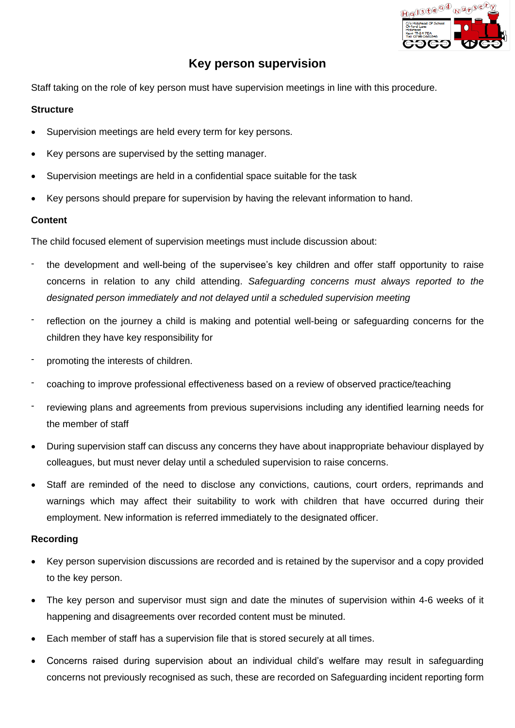# Key person supervision

Staff taking on the role of key person must have supervision meetings in line with this procedure.

**Structure**

- Supervision meetings are held every term for key persons.
- Key persons are supervised by the setting manager.
- Supervision meetings are held in a confidential space suitable for the task
- Key persons should prepare for supervision by having the relevant information to hand.

**Content**

The child focused element of supervision meetings must include discussion about:

- the development and well-being of the supervisee's key children and offer staff opportunity to raise concerns in relation to any child attending. *Safeguarding concerns must always reported to the designated person immediately and not delayed until a scheduled supervision meeting*
- reflection on the journey a child is making and potential well-being or safeguarding concerns for the children they have key responsibility for
- promoting the interests of children.
- coaching to improve professional effectiveness based on a review of observed practice/teaching
- reviewing plans and agreements from previous supervisions including any identified learning needs for the member of staff

- During supervision staff can discuss any concerns they have about inappropriate behaviour displayed by colleagues, but must never delay until a scheduled supervision to raise concerns.
- Staff are reminded of the need to disclose any convictions, cautions, court orders, reprimands and warnings which may affect their suitability to work with children that have occurred during their employment. New information is referred immediately to the designated officer.

**Recording**

- Key person supervision discussions are recorded and is retained by the supervisor and a copy provided to the key person.
- The key person and supervisor must sign and date the minutes of supervision within 4-6 weeks of it happening and disagreements over recorded content must be minuted.
- Each member of staff has a supervision file that is stored securely at all times.
- Concerns raised during supervision about an individual child's welfare may result in safeguarding concerns not previously recognised as such, these are recorded on Safeguarding incident reporting form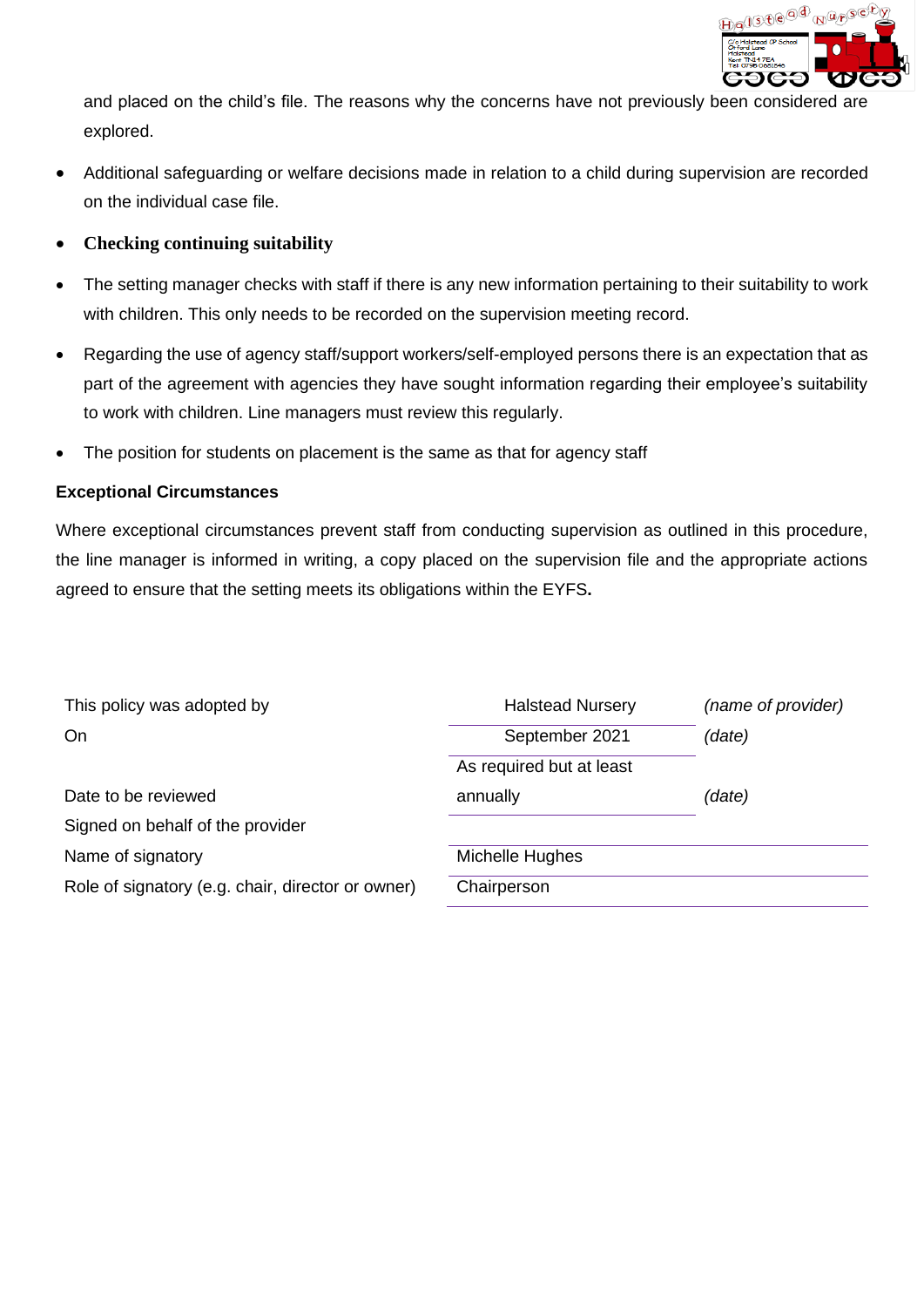and placed on the child's file. The reasons why the concerns have not previously been considered are explored.

- Additional safeguarding or welfare decisions made in relation to a child during supervision are recorded on the individual case file.
- **Checking continuing suitability**
- The setting manager checks with staff if there is any new information pertaining to their suitability to work with children. This only needs to be recorded on the supervision meeting record.
- Regarding the use of agency staff/support workers/self-employed persons there is an expectation that as part of the agreement with agencies they have sought information regarding their employee's suitability to work with children. Line managers must review this regularly.
- The position for students on placement is the same as that for agency staff

**Exceptional Circumstances**

Where exceptional circumstances prevent staff from conducting supervision as outlined in this procedure, the line manager is informed in writing, a copy placed on the supervision file and the appropriate actions agreed to ensure that the setting meets its obligations within the EYFS**.**

| | | |
|---|---|---|
| This policy was adopted by | Halstead Nursery | *(name of provider)* |
| On | September 2021 | *(date)* |
| Date to be reviewed | As required but at least annually | *(date)* |
| Signed on behalf of the provider | | |
| Name of signatory | Michelle Hughes | |
| Role of signatory (e.g. chair, director or owner) | Chairperson | |